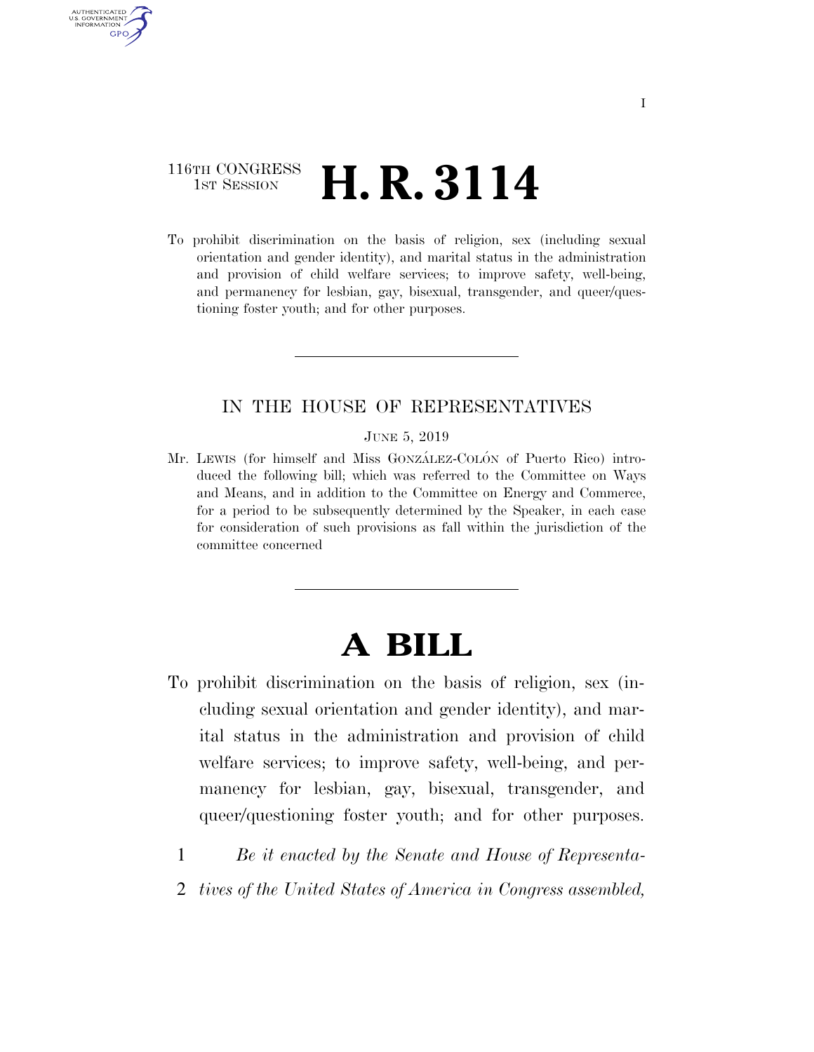116TH CONGRESS
1ST SESSION

# H. R. 3114

To prohibit discrimination on the basis of religion, sex (including sexual orientation and gender identity), and marital status in the administration and provision of child welfare services; to improve safety, well-being, and permanency for lesbian, gay, bisexual, transgender, and queer/questioning foster youth; and for other purposes.

---

IN THE HOUSE OF REPRESENTATIVES

JUNE 5, 2019

Mr. LEWIS (for himself and Miss GONZÁLEZ-COLÓN of Puerto Rico) introduced the following bill; which was referred to the Committee on Ways and Means, and in addition to the Committee on Energy and Commerce, for a period to be subsequently determined by the Speaker, in each case for consideration of such provisions as fall within the jurisdiction of the committee concerned

---

# A BILL

To prohibit discrimination on the basis of religion, sex (including sexual orientation and gender identity), and marital status in the administration and provision of child welfare services; to improve safety, well-being, and permanency for lesbian, gay, bisexual, transgender, and queer/questioning foster youth; and for other purposes.

1 *Be it enacted by the Senate and House of Representa-*
2 *tives of the United States of America in Congress assembled,*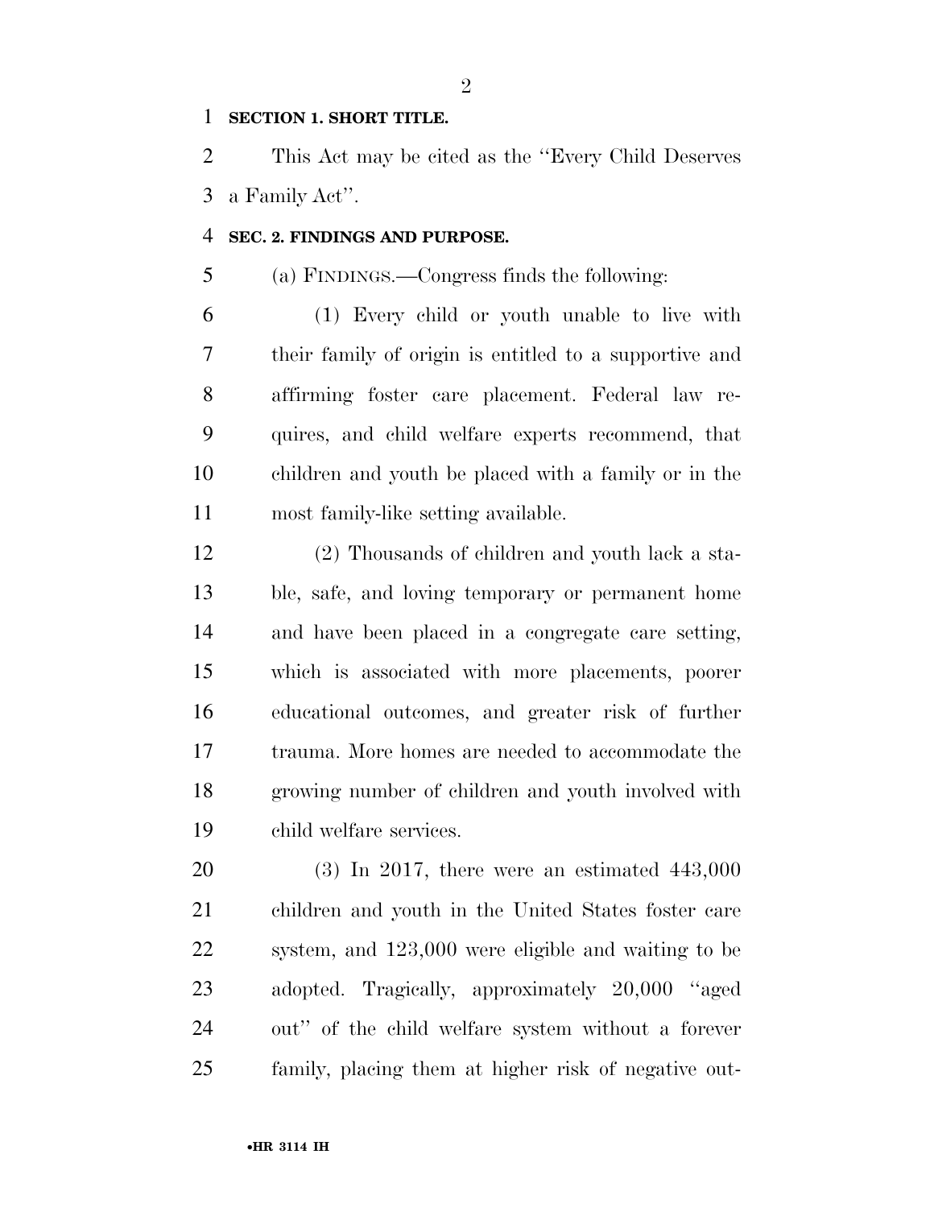**SECTION 1. SHORT TITLE.**

This Act may be cited as the ''Every Child Deserves a Family Act''.

**SEC. 2. FINDINGS AND PURPOSE.**

(a) FINDINGS.—Congress finds the following:

(1) Every child or youth unable to live with their family of origin is entitled to a supportive and affirming foster care placement. Federal law requires, and child welfare experts recommend, that children and youth be placed with a family or in the most family-like setting available.

(2) Thousands of children and youth lack a stable, safe, and loving temporary or permanent home and have been placed in a congregate care setting, which is associated with more placements, poorer educational outcomes, and greater risk of further trauma. More homes are needed to accommodate the growing number of children and youth involved with child welfare services.

(3) In 2017, there were an estimated 443,000 children and youth in the United States foster care system, and 123,000 were eligible and waiting to be adopted. Tragically, approximately 20,000 ''aged out'' of the child welfare system without a forever family, placing them at higher risk of negative out-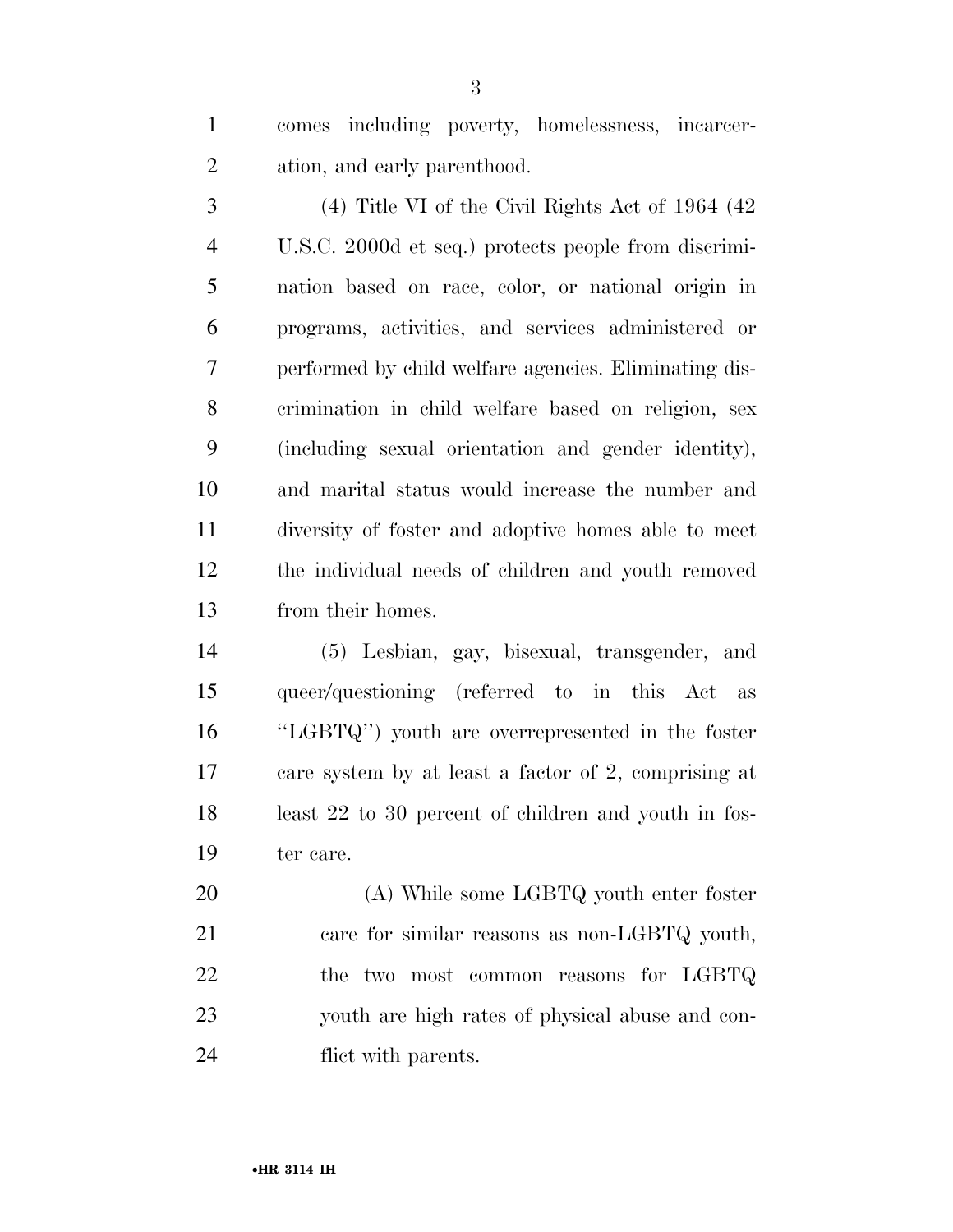comes including poverty, homelessness, incarceration, and early parenthood.

(4) Title VI of the Civil Rights Act of 1964 (42 U.S.C. 2000d et seq.) protects people from discrimination based on race, color, or national origin in programs, activities, and services administered or performed by child welfare agencies. Eliminating discrimination in child welfare based on religion, sex (including sexual orientation and gender identity), and marital status would increase the number and diversity of foster and adoptive homes able to meet the individual needs of children and youth removed from their homes.

(5) Lesbian, gay, bisexual, transgender, and queer/questioning (referred to in this Act as "LGBTQ") youth are overrepresented in the foster care system by at least a factor of 2, comprising at least 22 to 30 percent of children and youth in foster care.

(A) While some LGBTQ youth enter foster care for similar reasons as non-LGBTQ youth, the two most common reasons for LGBTQ youth are high rates of physical abuse and conflict with parents.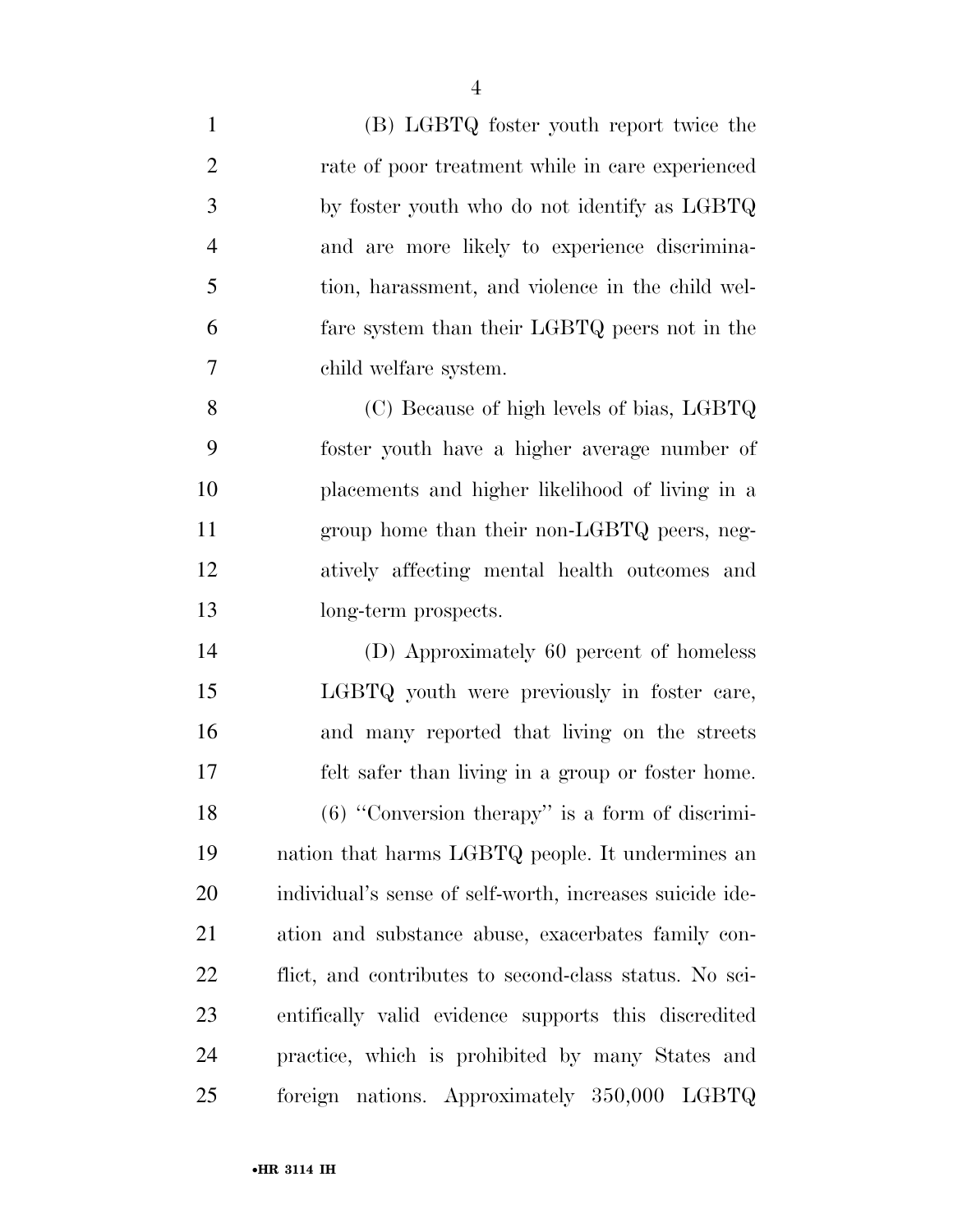(B) LGBTQ foster youth report twice the rate of poor treatment while in care experienced by foster youth who do not identify as LGBTQ and are more likely to experience discrimination, harassment, and violence in the child welfare system than their LGBTQ peers not in the child welfare system.

(C) Because of high levels of bias, LGBTQ foster youth have a higher average number of placements and higher likelihood of living in a group home than their non-LGBTQ peers, negatively affecting mental health outcomes and long-term prospects.

(D) Approximately 60 percent of homeless LGBTQ youth were previously in foster care, and many reported that living on the streets felt safer than living in a group or foster home.

(6) "Conversion therapy" is a form of discrimination that harms LGBTQ people. It undermines an individual's sense of self-worth, increases suicide ideation and substance abuse, exacerbates family conflict, and contributes to second-class status. No scientifically valid evidence supports this discredited practice, which is prohibited by many States and foreign nations. Approximately 350,000 LGBTQ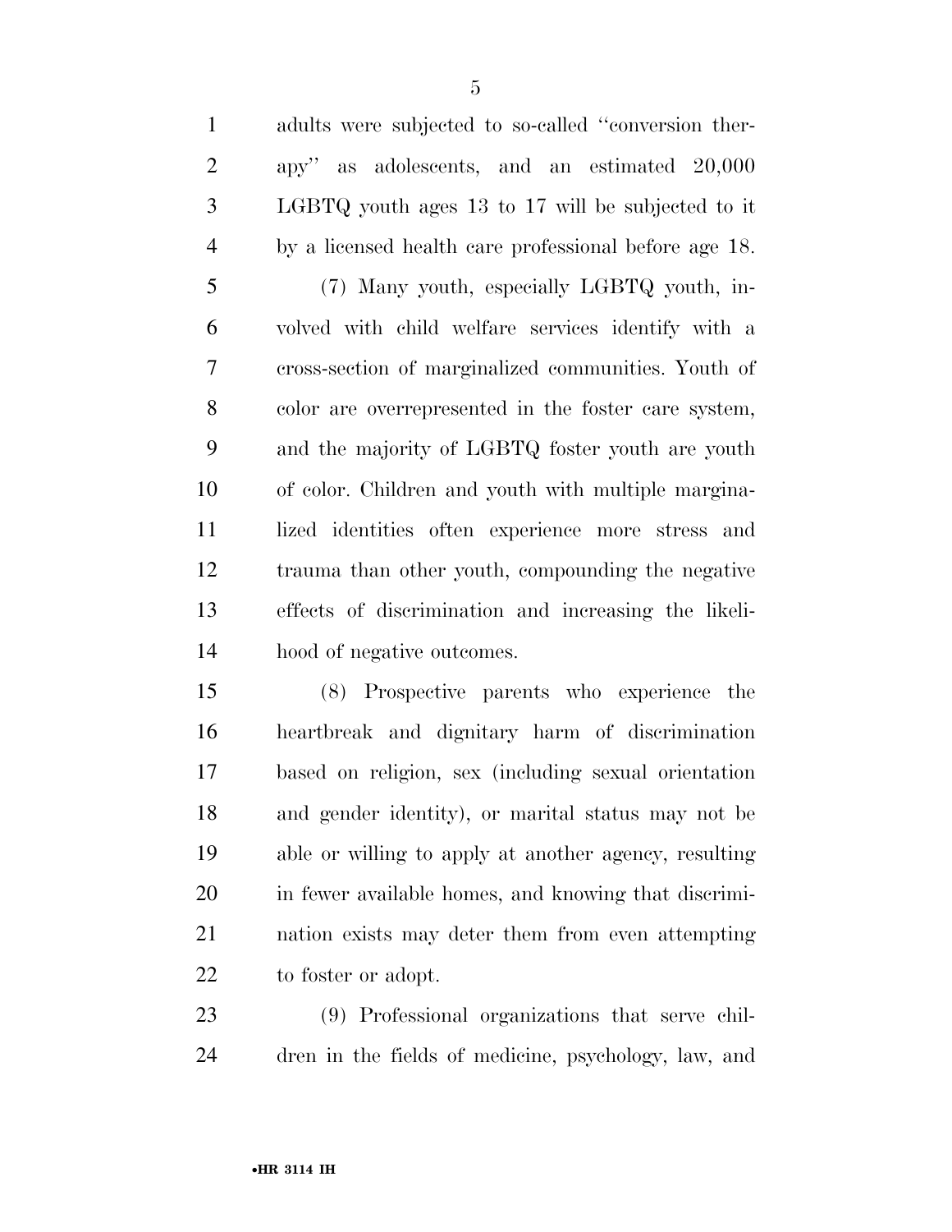adults were subjected to so-called "conversion therapy" as adolescents, and an estimated 20,000 LGBTQ youth ages 13 to 17 will be subjected to it by a licensed health care professional before age 18.

(7) Many youth, especially LGBTQ youth, involved with child welfare services identify with a cross-section of marginalized communities. Youth of color are overrepresented in the foster care system, and the majority of LGBTQ foster youth are youth of color. Children and youth with multiple marginalized identities often experience more stress and trauma than other youth, compounding the negative effects of discrimination and increasing the likelihood of negative outcomes.

(8) Prospective parents who experience the heartbreak and dignitary harm of discrimination based on religion, sex (including sexual orientation and gender identity), or marital status may not be able or willing to apply at another agency, resulting in fewer available homes, and knowing that discrimination exists may deter them from even attempting to foster or adopt.

(9) Professional organizations that serve children in the fields of medicine, psychology, law, and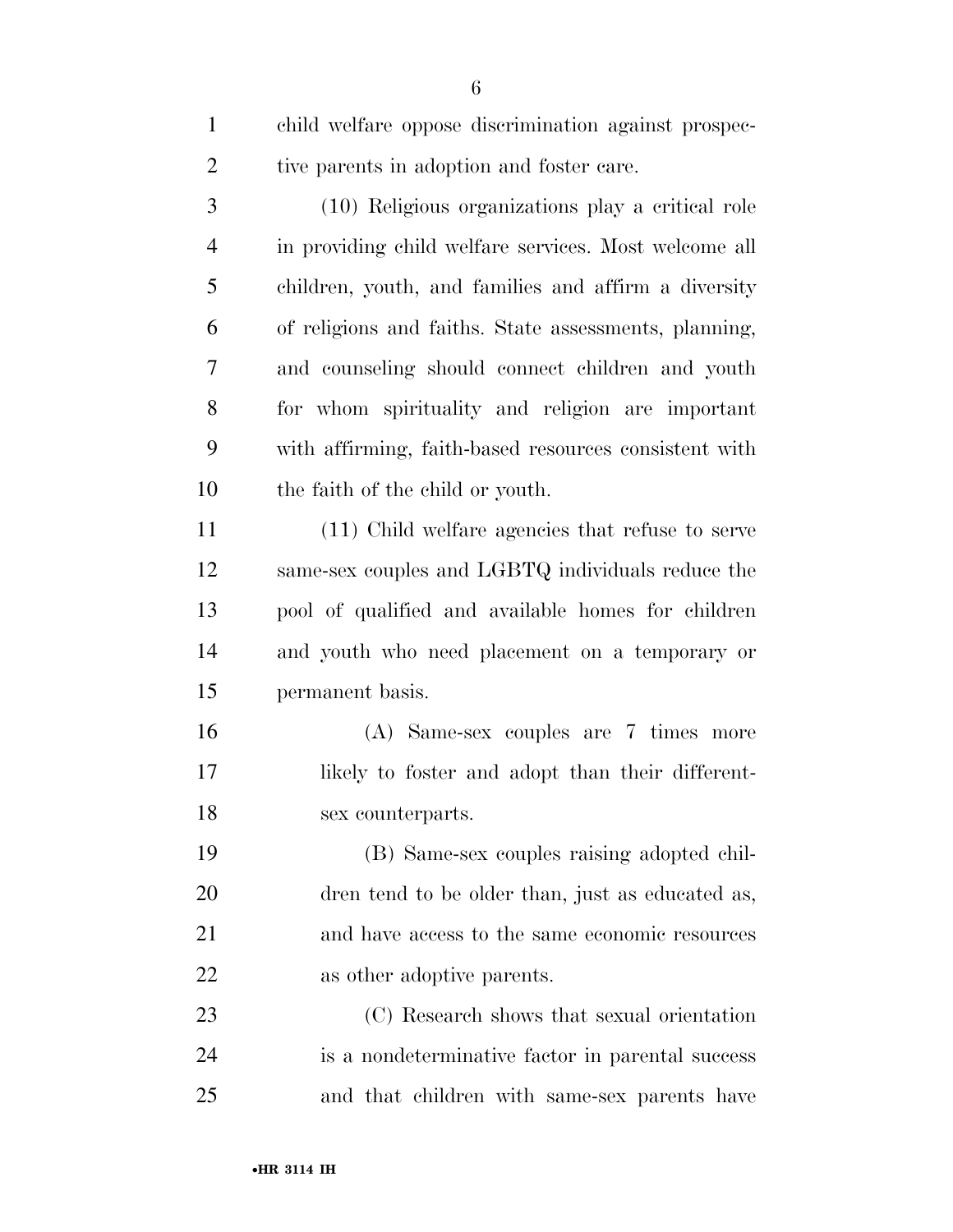child welfare oppose discrimination against prospective parents in adoption and foster care.

(10) Religious organizations play a critical role in providing child welfare services. Most welcome all children, youth, and families and affirm a diversity of religions and faiths. State assessments, planning, and counseling should connect children and youth for whom spirituality and religion are important with affirming, faith-based resources consistent with the faith of the child or youth.

(11) Child welfare agencies that refuse to serve same-sex couples and LGBTQ individuals reduce the pool of qualified and available homes for children and youth who need placement on a temporary or permanent basis.

(A) Same-sex couples are 7 times more likely to foster and adopt than their different-sex counterparts.

(B) Same-sex couples raising adopted children tend to be older than, just as educated as, and have access to the same economic resources as other adoptive parents.

(C) Research shows that sexual orientation is a nondeterminative factor in parental success and that children with same-sex parents have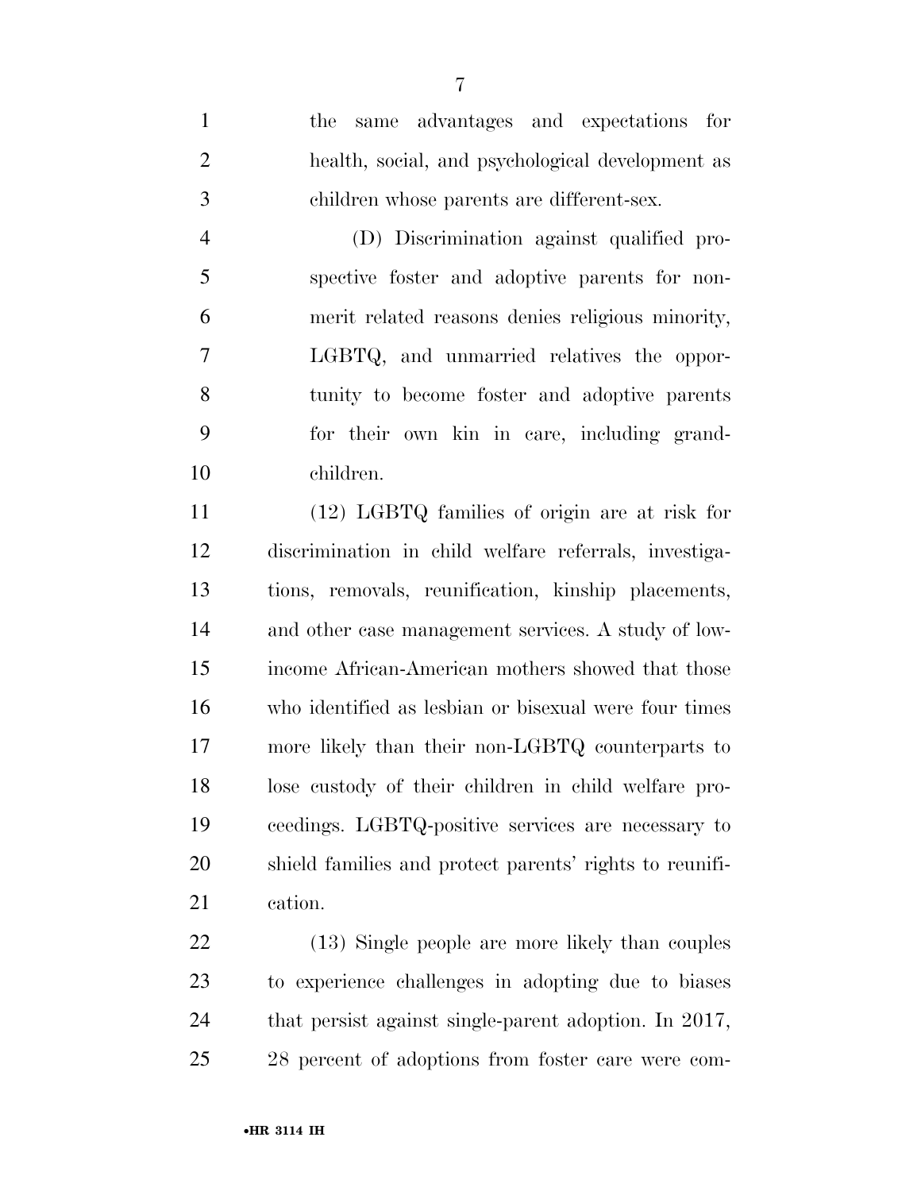the same advantages and expectations for health, social, and psychological development as children whose parents are different-sex.

(D) Discrimination against qualified prospective foster and adoptive parents for non-merit related reasons denies religious minority, LGBTQ, and unmarried relatives the opportunity to become foster and adoptive parents for their own kin in care, including grandchildren.

(12) LGBTQ families of origin are at risk for discrimination in child welfare referrals, investigations, removals, reunification, kinship placements, and other case management services. A study of low-income African-American mothers showed that those who identified as lesbian or bisexual were four times more likely than their non-LGBTQ counterparts to lose custody of their children in child welfare proceedings. LGBTQ-positive services are necessary to shield families and protect parents' rights to reunification.

(13) Single people are more likely than couples to experience challenges in adopting due to biases that persist against single-parent adoption. In 2017, 28 percent of adoptions from foster care were com-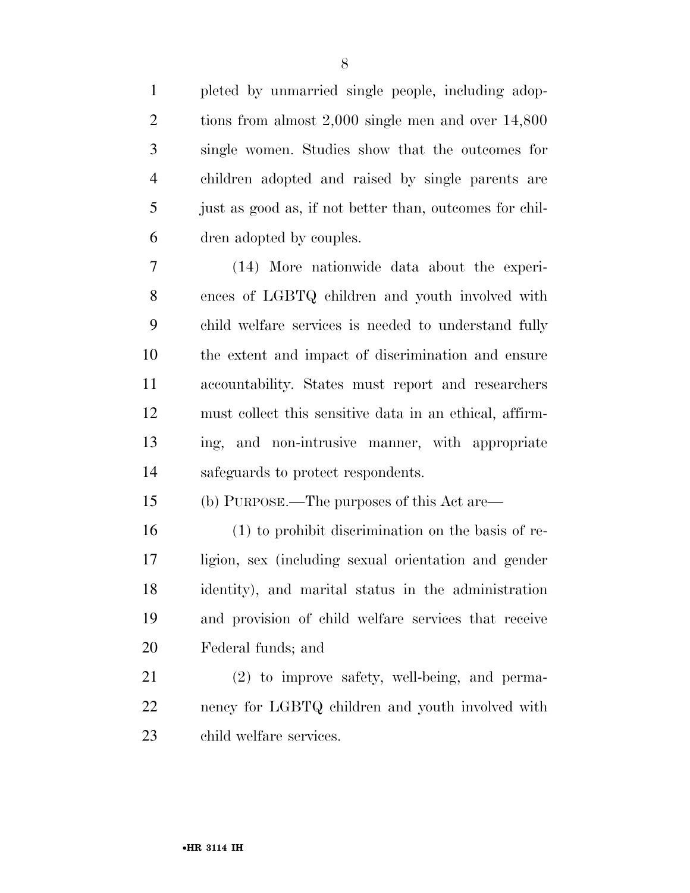pleted by unmarried single people, including adoptions from almost 2,000 single men and over 14,800 single women. Studies show that the outcomes for children adopted and raised by single parents are just as good as, if not better than, outcomes for children adopted by couples.

(14) More nationwide data about the experiences of LGBTQ children and youth involved with child welfare services is needed to understand fully the extent and impact of discrimination and ensure accountability. States must report and researchers must collect this sensitive data in an ethical, affirming, and non-intrusive manner, with appropriate safeguards to protect respondents.

(b) PURPOSE.—The purposes of this Act are—

(1) to prohibit discrimination on the basis of religion, sex (including sexual orientation and gender identity), and marital status in the administration and provision of child welfare services that receive Federal funds; and

(2) to improve safety, well-being, and permanency for LGBTQ children and youth involved with child welfare services.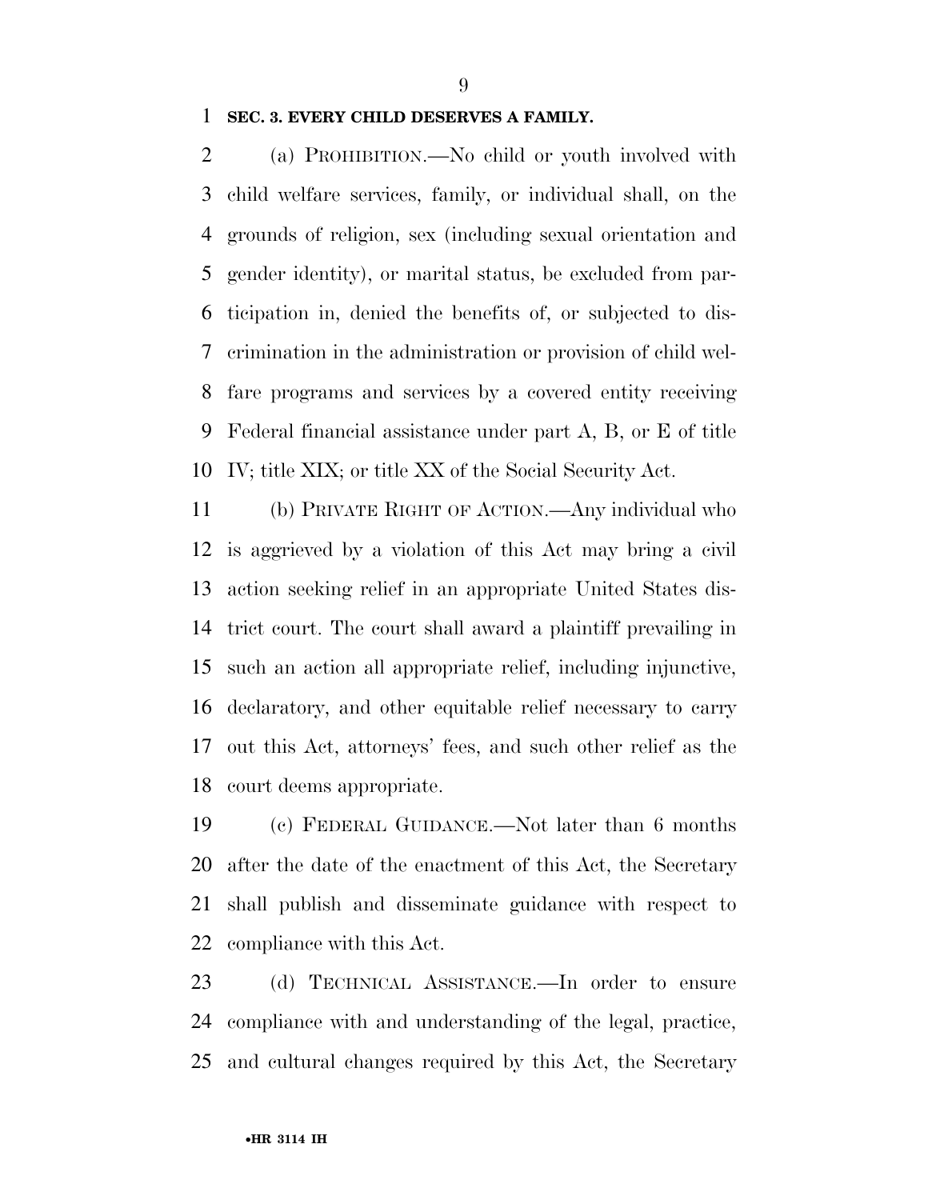**SEC. 3. EVERY CHILD DESERVES A FAMILY.**

(a) PROHIBITION.—No child or youth involved with child welfare services, family, or individual shall, on the grounds of religion, sex (including sexual orientation and gender identity), or marital status, be excluded from participation in, denied the benefits of, or subjected to discrimination in the administration or provision of child welfare programs and services by a covered entity receiving Federal financial assistance under part A, B, or E of title IV; title XIX; or title XX of the Social Security Act.

(b) PRIVATE RIGHT OF ACTION.—Any individual who is aggrieved by a violation of this Act may bring a civil action seeking relief in an appropriate United States district court. The court shall award a plaintiff prevailing in such an action all appropriate relief, including injunctive, declaratory, and other equitable relief necessary to carry out this Act, attorneys' fees, and such other relief as the court deems appropriate.

(c) FEDERAL GUIDANCE.—Not later than 6 months after the date of the enactment of this Act, the Secretary shall publish and disseminate guidance with respect to compliance with this Act.

(d) TECHNICAL ASSISTANCE.—In order to ensure compliance with and understanding of the legal, practice, and cultural changes required by this Act, the Secretary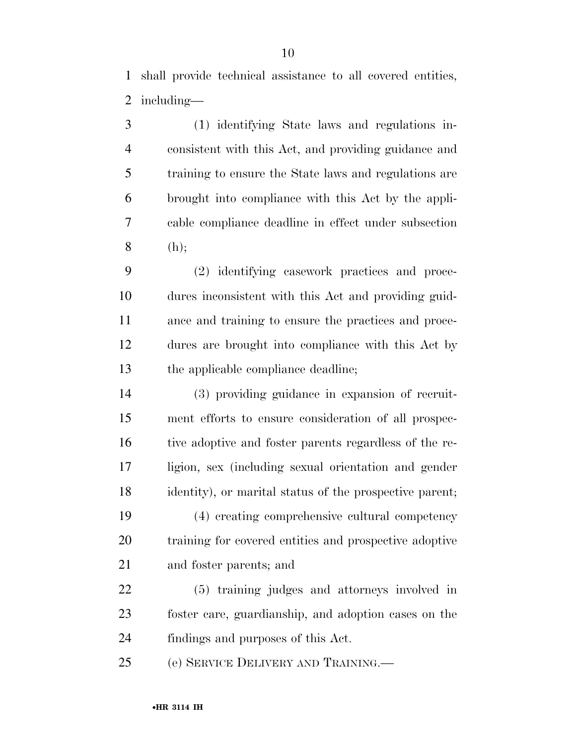shall provide technical assistance to all covered entities, including—

(1) identifying State laws and regulations inconsistent with this Act, and providing guidance and training to ensure the State laws and regulations are brought into compliance with this Act by the applicable compliance deadline in effect under subsection (h);

(2) identifying casework practices and procedures inconsistent with this Act and providing guidance and training to ensure the practices and procedures are brought into compliance with this Act by the applicable compliance deadline;

(3) providing guidance in expansion of recruitment efforts to ensure consideration of all prospective adoptive and foster parents regardless of the religion, sex (including sexual orientation and gender identity), or marital status of the prospective parent;

(4) creating comprehensive cultural competency training for covered entities and prospective adoptive and foster parents; and

(5) training judges and attorneys involved in foster care, guardianship, and adoption cases on the findings and purposes of this Act.

(e) SERVICE DELIVERY AND TRAINING.—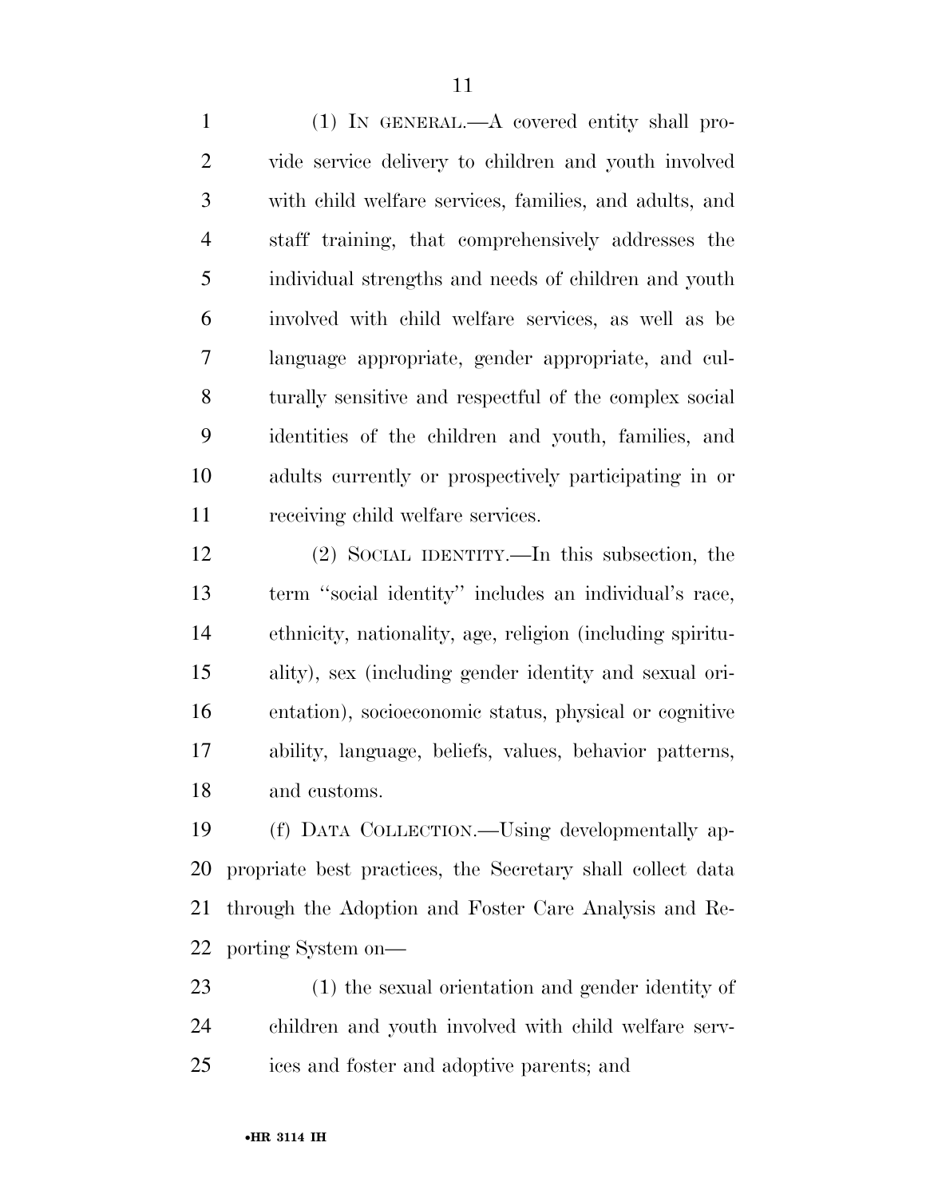(1) IN GENERAL.—A covered entity shall provide service delivery to children and youth involved with child welfare services, families, and adults, and staff training, that comprehensively addresses the individual strengths and needs of children and youth involved with child welfare services, as well as be language appropriate, gender appropriate, and culturally sensitive and respectful of the complex social identities of the children and youth, families, and adults currently or prospectively participating in or receiving child welfare services.

(2) SOCIAL IDENTITY.—In this subsection, the term "social identity" includes an individual's race, ethnicity, nationality, age, religion (including spirituality), sex (including gender identity and sexual orientation), socioeconomic status, physical or cognitive ability, language, beliefs, values, behavior patterns, and customs.

(f) DATA COLLECTION.—Using developmentally appropriate best practices, the Secretary shall collect data through the Adoption and Foster Care Analysis and Reporting System on—

(1) the sexual orientation and gender identity of children and youth involved with child welfare services and foster and adoptive parents; and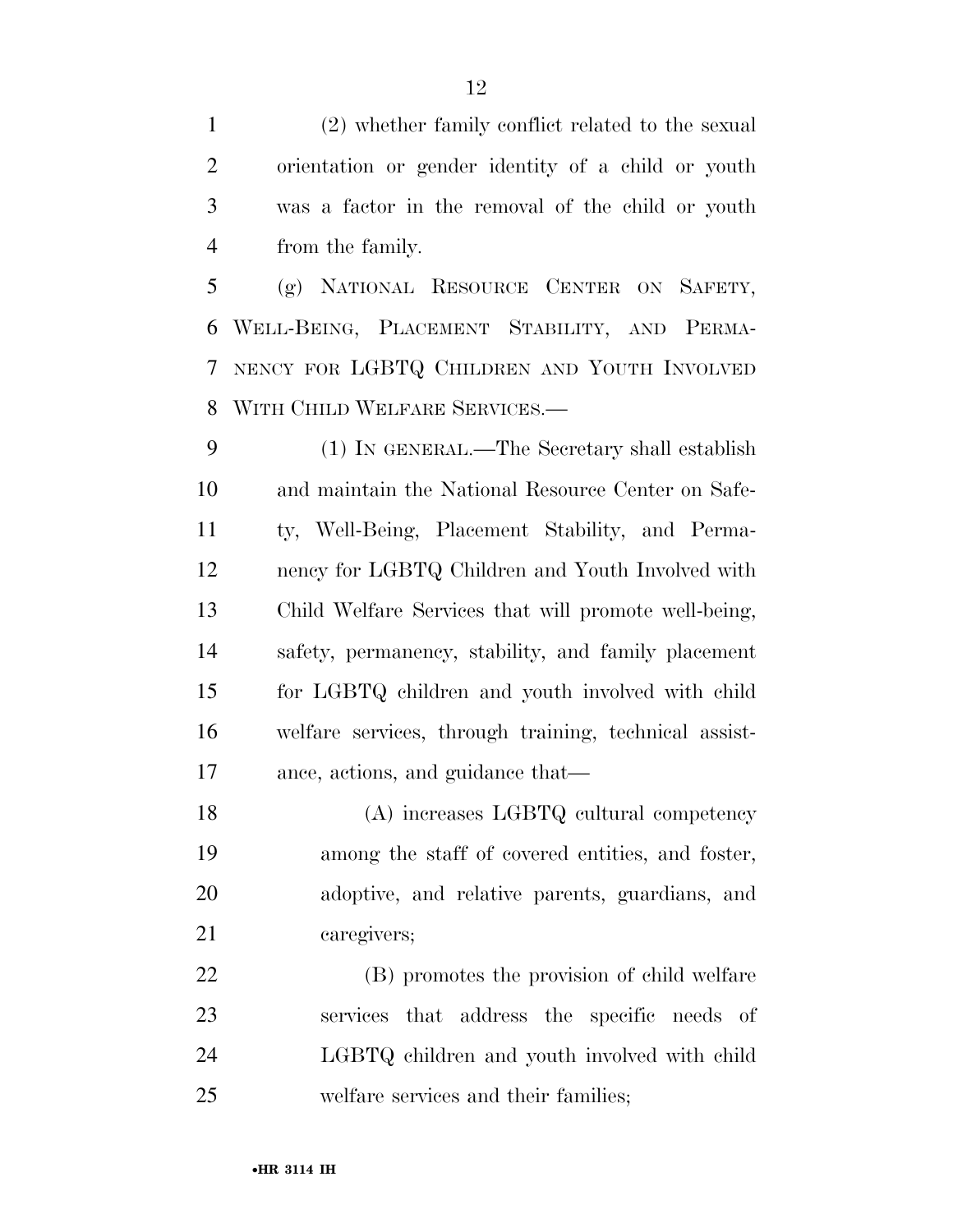(2) whether family conflict related to the sexual orientation or gender identity of a child or youth was a factor in the removal of the child or youth from the family.

(g) NATIONAL RESOURCE CENTER ON SAFETY, WELL-BEING, PLACEMENT STABILITY, AND PERMANENCY FOR LGBTQ CHILDREN AND YOUTH INVOLVED WITH CHILD WELFARE SERVICES.—

(1) IN GENERAL.—The Secretary shall establish and maintain the National Resource Center on Safety, Well-Being, Placement Stability, and Permanency for LGBTQ Children and Youth Involved with Child Welfare Services that will promote well-being, safety, permanency, stability, and family placement for LGBTQ children and youth involved with child welfare services, through training, technical assistance, actions, and guidance that—

(A) increases LGBTQ cultural competency among the staff of covered entities, and foster, adoptive, and relative parents, guardians, and caregivers;

(B) promotes the provision of child welfare services that address the specific needs of LGBTQ children and youth involved with child welfare services and their families;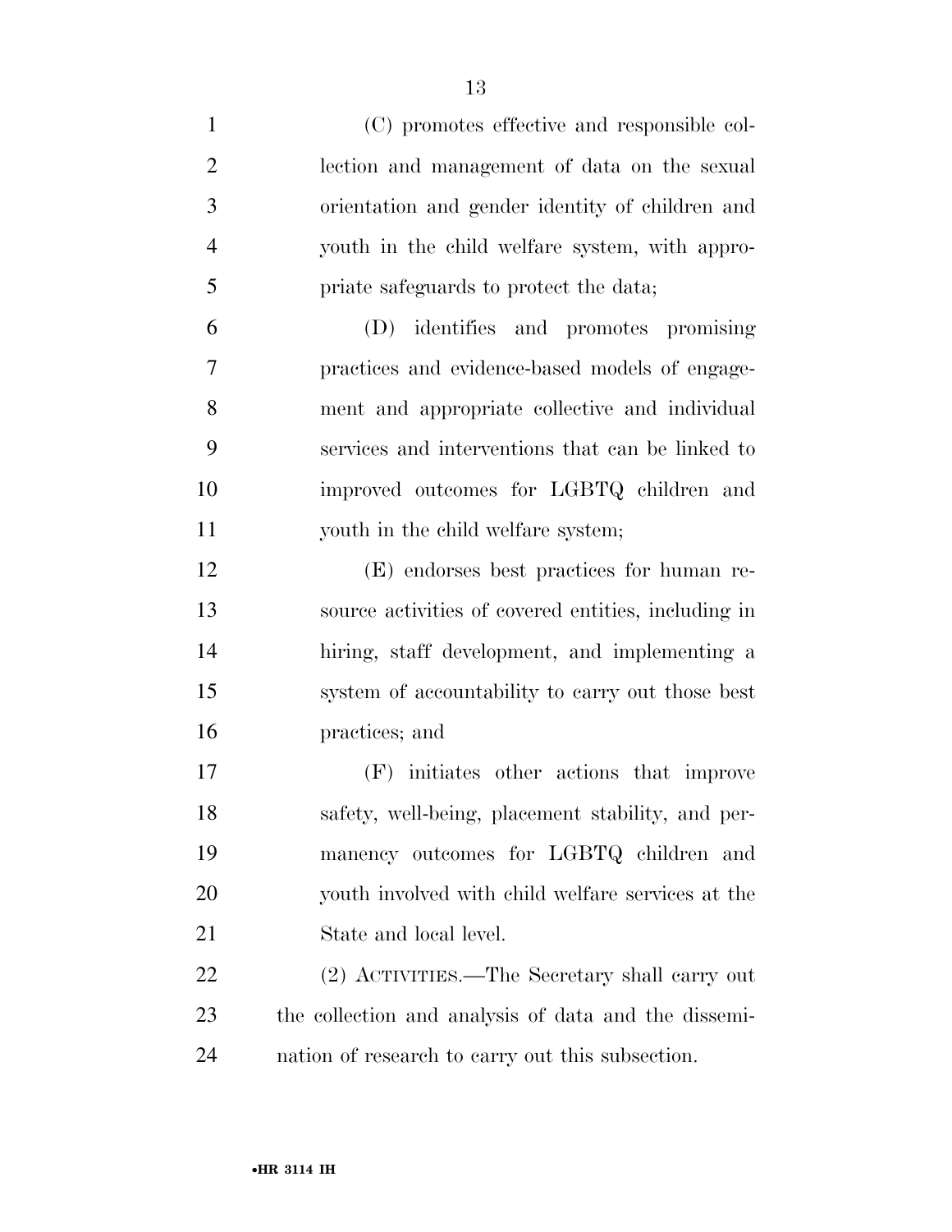(C) promotes effective and responsible collection and management of data on the sexual orientation and gender identity of children and youth in the child welfare system, with appropriate safeguards to protect the data;

(D) identifies and promotes promising practices and evidence-based models of engagement and appropriate collective and individual services and interventions that can be linked to improved outcomes for LGBTQ children and youth in the child welfare system;

(E) endorses best practices for human resource activities of covered entities, including in hiring, staff development, and implementing a system of accountability to carry out those best practices; and

(F) initiates other actions that improve safety, well-being, placement stability, and permanency outcomes for LGBTQ children and youth involved with child welfare services at the State and local level.

(2) ACTIVITIES.—The Secretary shall carry out the collection and analysis of data and the dissemination of research to carry out this subsection.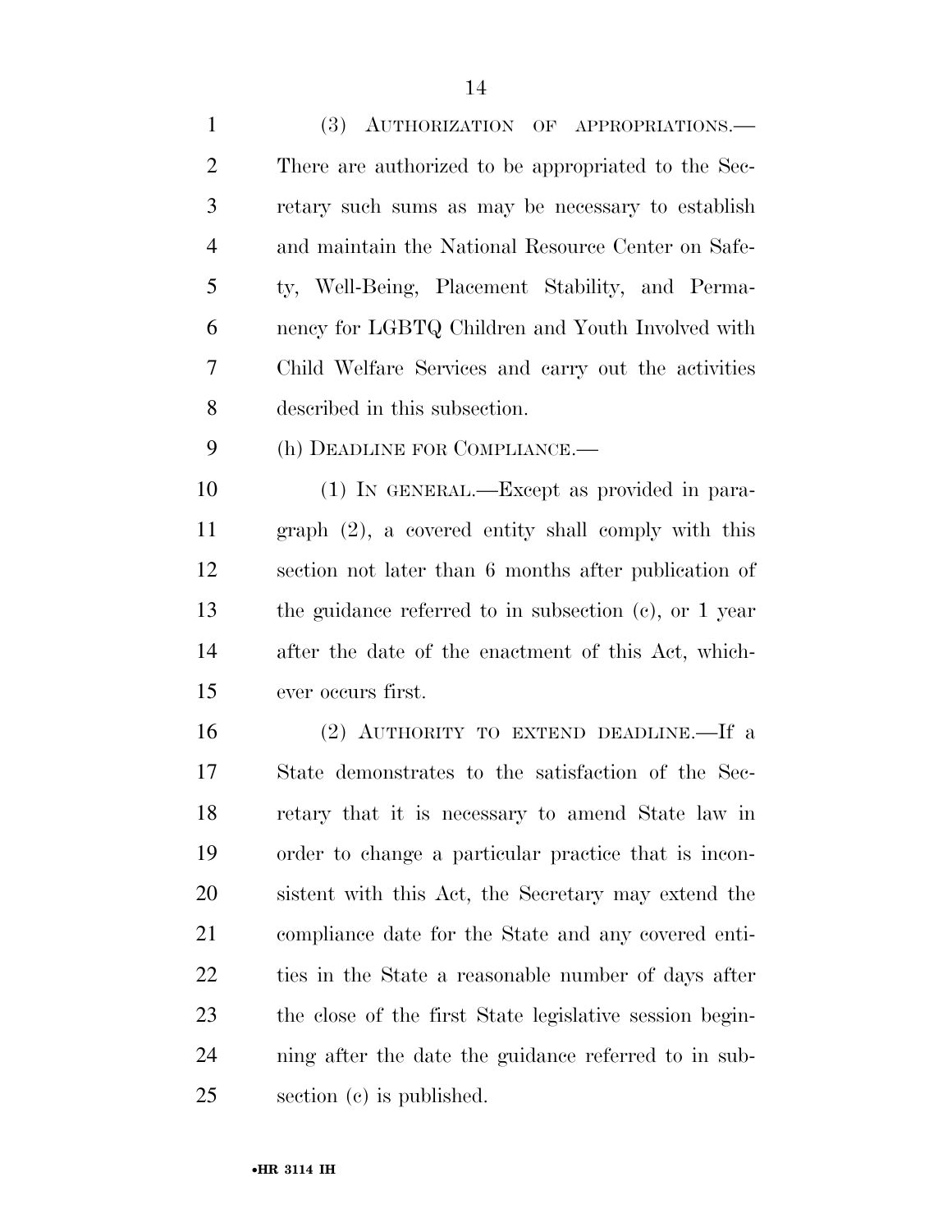(3) AUTHORIZATION OF APPROPRIATIONS.—There are authorized to be appropriated to the Secretary such sums as may be necessary to establish and maintain the National Resource Center on Safety, Well-Being, Placement Stability, and Permanency for LGBTQ Children and Youth Involved with Child Welfare Services and carry out the activities described in this subsection.

(h) DEADLINE FOR COMPLIANCE.—

(1) IN GENERAL.—Except as provided in paragraph (2), a covered entity shall comply with this section not later than 6 months after publication of the guidance referred to in subsection (c), or 1 year after the date of the enactment of this Act, whichever occurs first.

(2) AUTHORITY TO EXTEND DEADLINE.—If a State demonstrates to the satisfaction of the Secretary that it is necessary to amend State law in order to change a particular practice that is inconsistent with this Act, the Secretary may extend the compliance date for the State and any covered entities in the State a reasonable number of days after the close of the first State legislative session beginning after the date the guidance referred to in subsection (c) is published.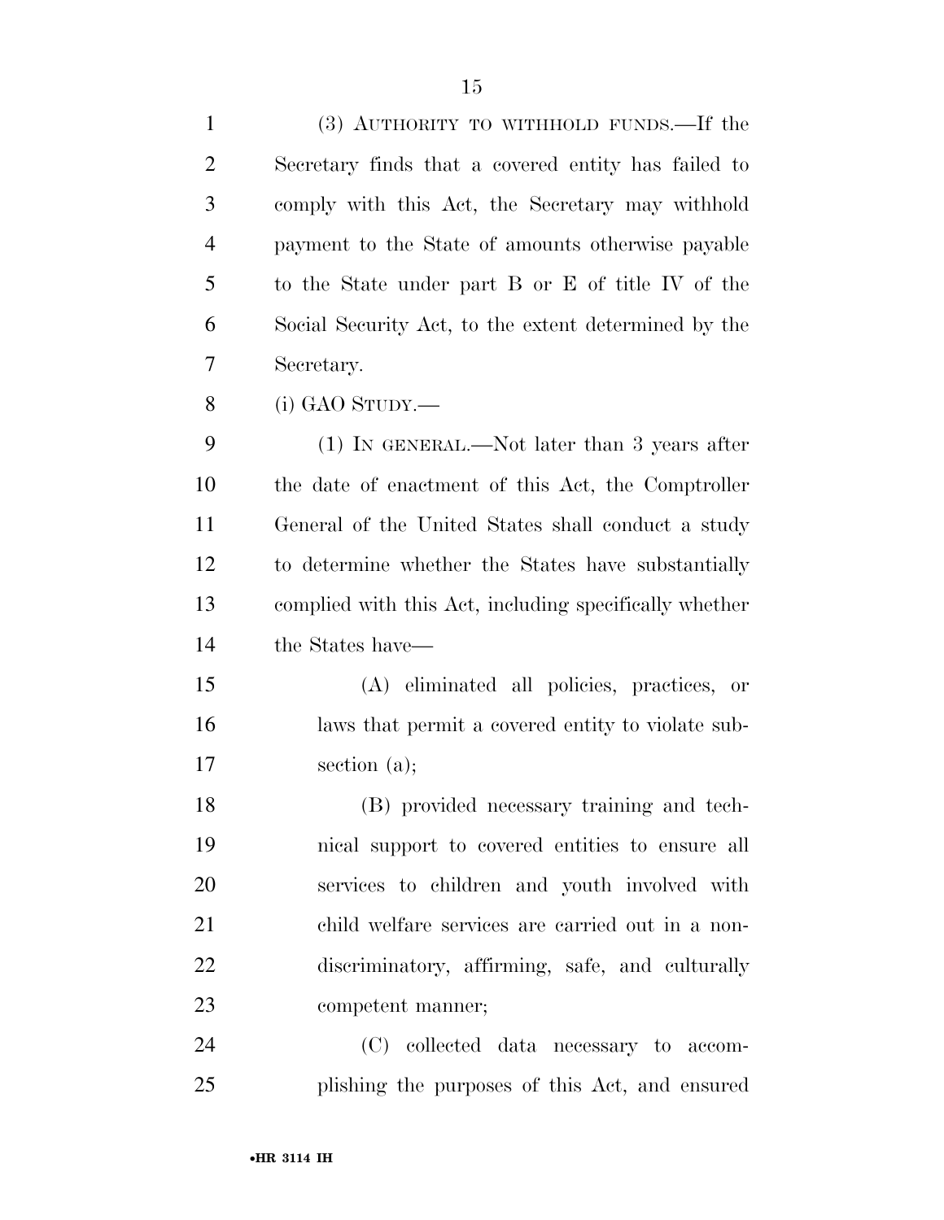(3) AUTHORITY TO WITHHOLD FUNDS.—If the Secretary finds that a covered entity has failed to comply with this Act, the Secretary may withhold payment to the State of amounts otherwise payable to the State under part B or E of title IV of the Social Security Act, to the extent determined by the Secretary.

(i) GAO STUDY.—

(1) IN GENERAL.—Not later than 3 years after the date of enactment of this Act, the Comptroller General of the United States shall conduct a study to determine whether the States have substantially complied with this Act, including specifically whether the States have—

(A) eliminated all policies, practices, or laws that permit a covered entity to violate subsection (a);

(B) provided necessary training and technical support to covered entities to ensure all services to children and youth involved with child welfare services are carried out in a nondiscriminatory, affirming, safe, and culturally competent manner;

(C) collected data necessary to accomplishing the purposes of this Act, and ensured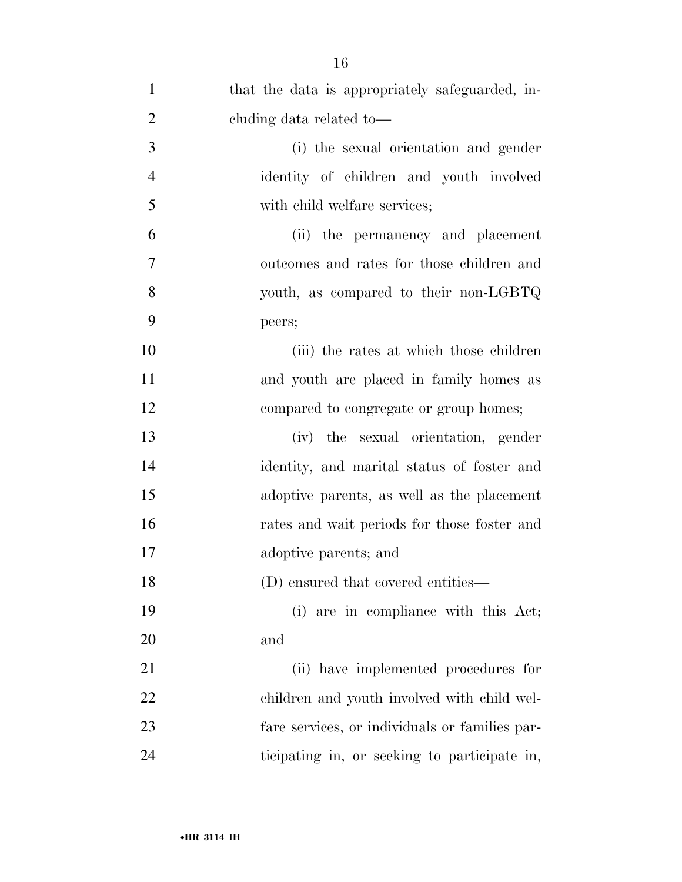that the data is appropriately safeguarded, including data related to—

(i) the sexual orientation and gender identity of children and youth involved with child welfare services;

(ii) the permanency and placement outcomes and rates for those children and youth, as compared to their non-LGBTQ peers;

(iii) the rates at which those children and youth are placed in family homes as compared to congregate or group homes;

(iv) the sexual orientation, gender identity, and marital status of foster and adoptive parents, as well as the placement rates and wait periods for those foster and adoptive parents; and

(D) ensured that covered entities—

(i) are in compliance with this Act; and

(ii) have implemented procedures for children and youth involved with child welfare services, or individuals or families participating in, or seeking to participate in,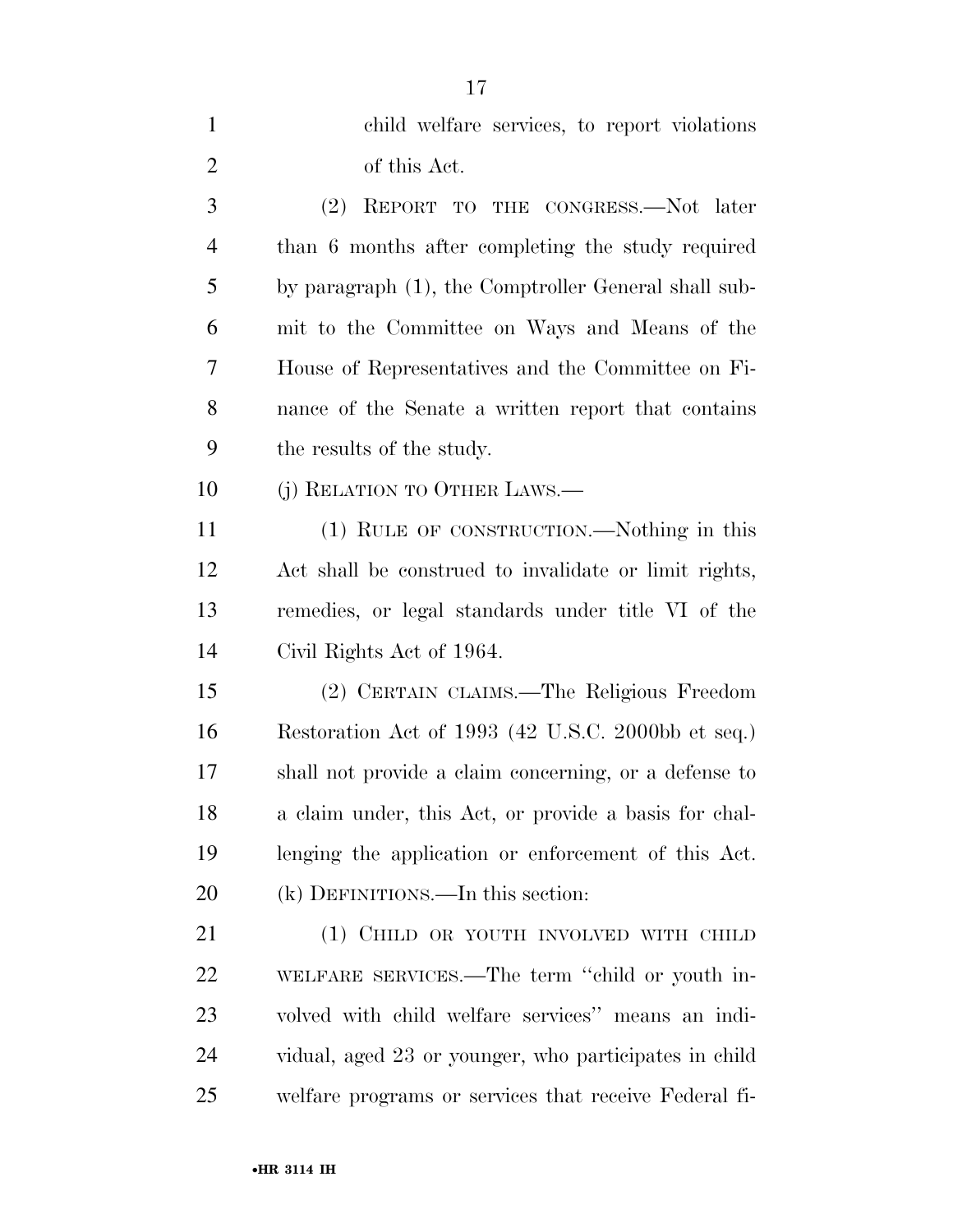child welfare services, to report violations of this Act.

(2) REPORT TO THE CONGRESS.—Not later than 6 months after completing the study required by paragraph (1), the Comptroller General shall submit to the Committee on Ways and Means of the House of Representatives and the Committee on Finance of the Senate a written report that contains the results of the study.

(j) RELATION TO OTHER LAWS.—

(1) RULE OF CONSTRUCTION.—Nothing in this Act shall be construed to invalidate or limit rights, remedies, or legal standards under title VI of the Civil Rights Act of 1964.

(2) CERTAIN CLAIMS.—The Religious Freedom Restoration Act of 1993 (42 U.S.C. 2000bb et seq.) shall not provide a claim concerning, or a defense to a claim under, this Act, or provide a basis for challenging the application or enforcement of this Act.

(k) DEFINITIONS.—In this section:

(1) CHILD OR YOUTH INVOLVED WITH CHILD WELFARE SERVICES.—The term ''child or youth involved with child welfare services'' means an individual, aged 23 or younger, who participates in child welfare programs or services that receive Federal fi-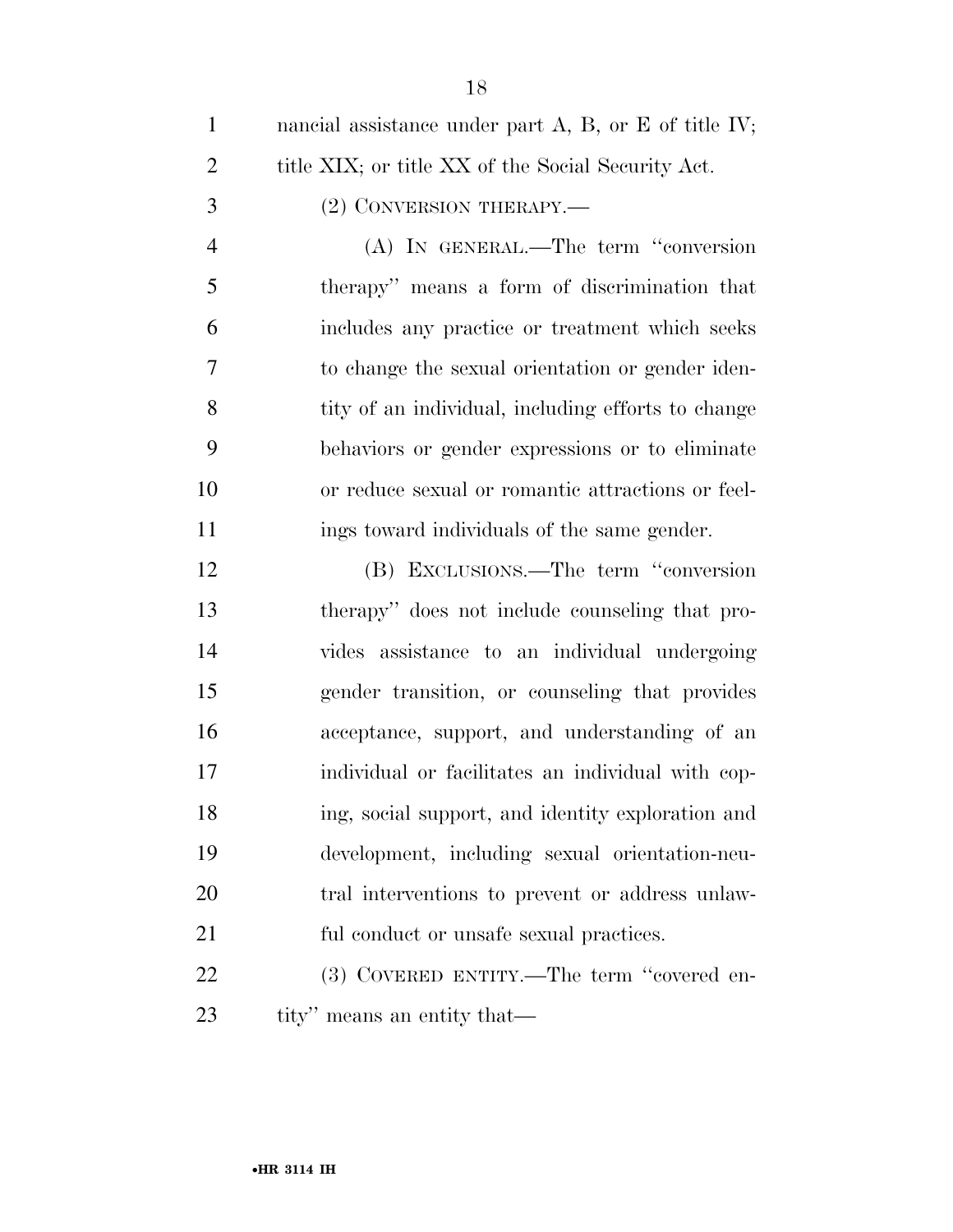nancial assistance under part A, B, or E of title IV; title XIX; or title XX of the Social Security Act.

(2) CONVERSION THERAPY.—

(A) IN GENERAL.—The term ''conversion therapy'' means a form of discrimination that includes any practice or treatment which seeks to change the sexual orientation or gender identity of an individual, including efforts to change behaviors or gender expressions or to eliminate or reduce sexual or romantic attractions or feelings toward individuals of the same gender.

(B) EXCLUSIONS.—The term ''conversion therapy'' does not include counseling that provides assistance to an individual undergoing gender transition, or counseling that provides acceptance, support, and understanding of an individual or facilitates an individual with coping, social support, and identity exploration and development, including sexual orientation-neutral interventions to prevent or address unlawful conduct or unsafe sexual practices.

(3) COVERED ENTITY.—The term ''covered entity'' means an entity that—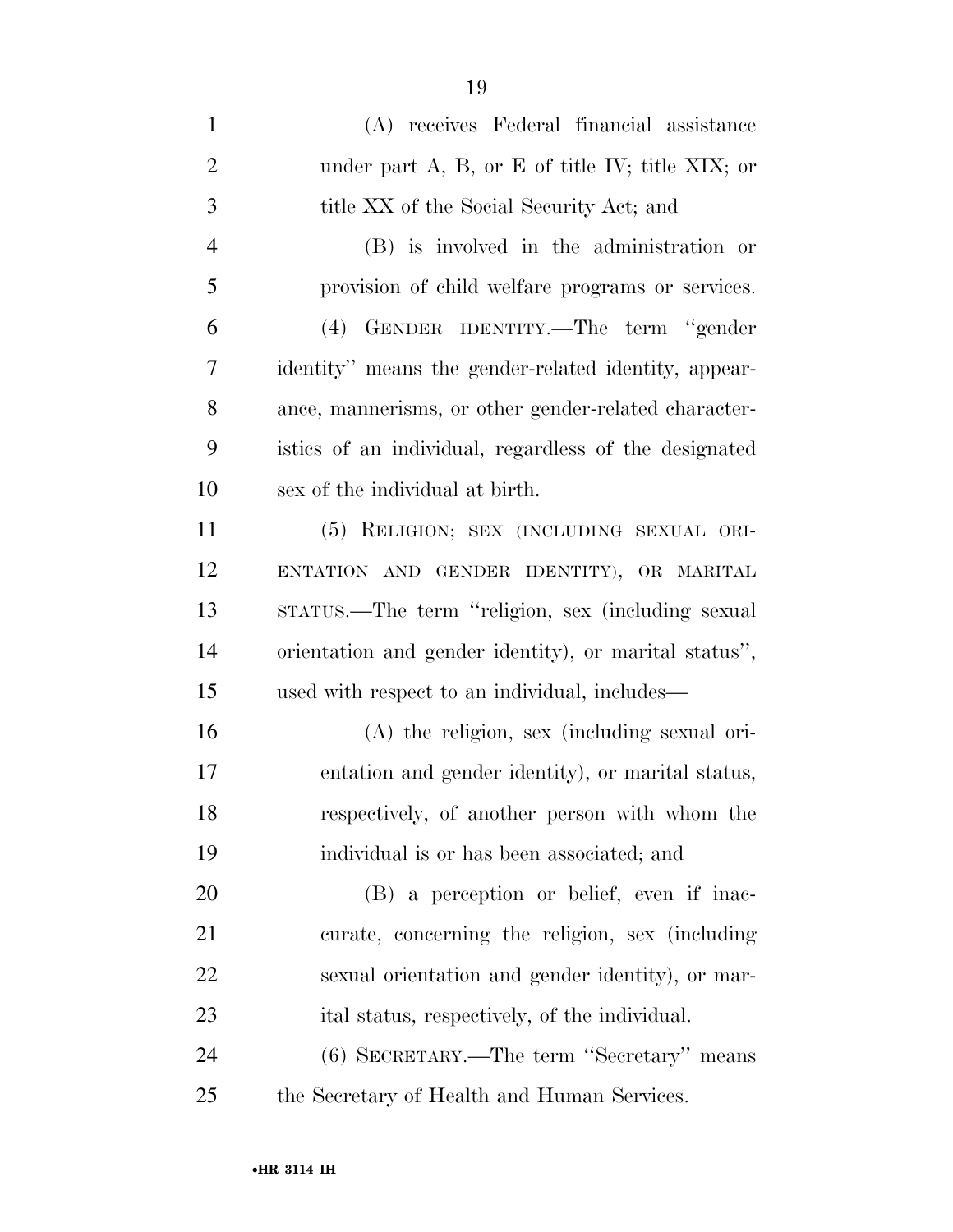(A) receives Federal financial assistance under part A, B, or E of title IV; title XIX; or title XX of the Social Security Act; and

(B) is involved in the administration or provision of child welfare programs or services.

(4) GENDER IDENTITY.—The term ''gender identity'' means the gender-related identity, appearance, mannerisms, or other gender-related characteristics of an individual, regardless of the designated sex of the individual at birth.

(5) RELIGION; SEX (INCLUDING SEXUAL ORIENTATION AND GENDER IDENTITY), OR MARITAL STATUS.—The term ''religion, sex (including sexual orientation and gender identity), or marital status'', used with respect to an individual, includes—

(A) the religion, sex (including sexual orientation and gender identity), or marital status, respectively, of another person with whom the individual is or has been associated; and

(B) a perception or belief, even if inaccurate, concerning the religion, sex (including sexual orientation and gender identity), or marital status, respectively, of the individual.

(6) SECRETARY.—The term ''Secretary'' means the Secretary of Health and Human Services.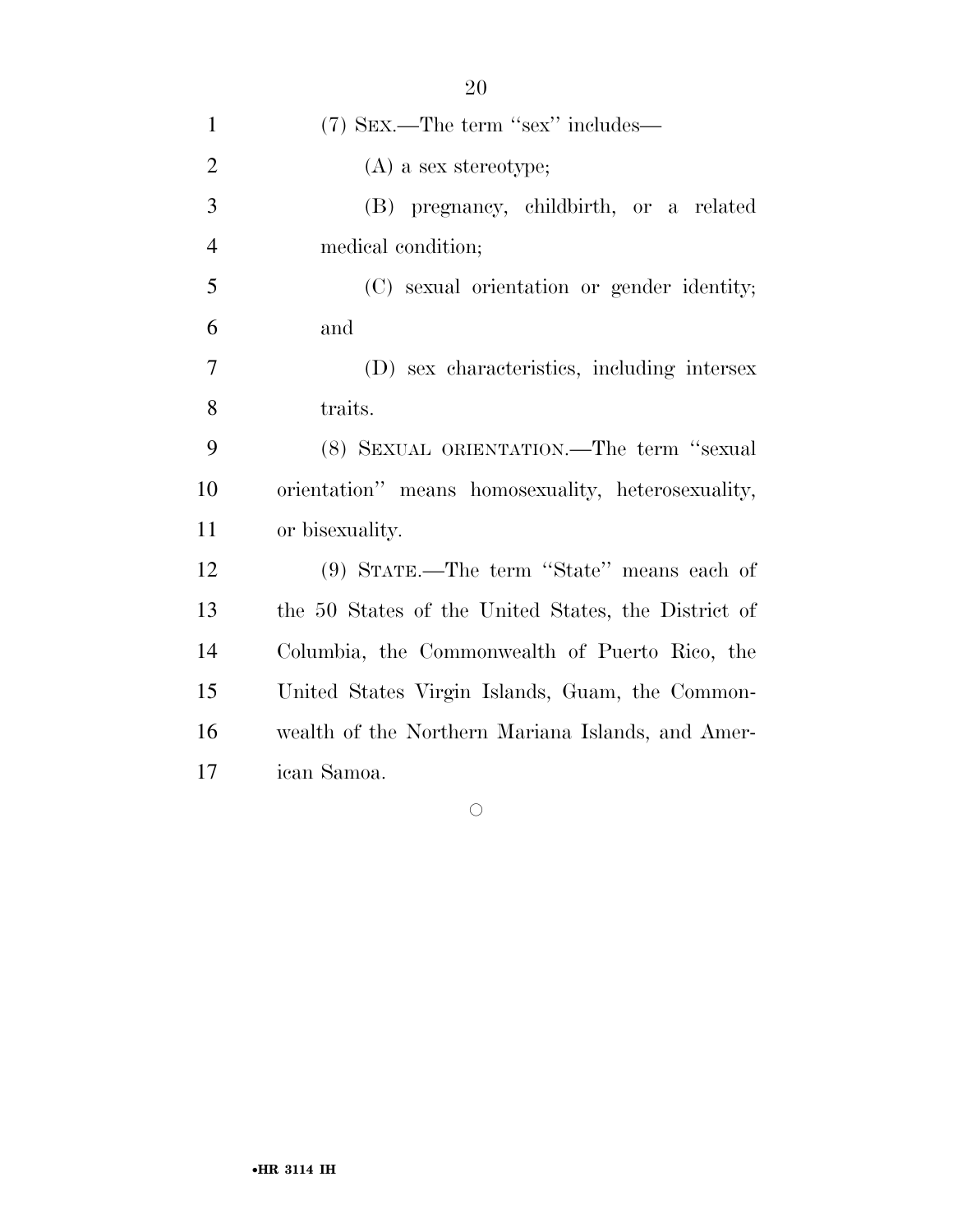(7) SEX.—The term "sex" includes—

(A) a sex stereotype;

(B) pregnancy, childbirth, or a related medical condition;

(C) sexual orientation or gender identity; and

(D) sex characteristics, including intersex traits.

(8) SEXUAL ORIENTATION.—The term "sexual orientation" means homosexuality, heterosexuality, or bisexuality.

(9) STATE.—The term "State" means each of the 50 States of the United States, the District of Columbia, the Commonwealth of Puerto Rico, the United States Virgin Islands, Guam, the Commonwealth of the Northern Mariana Islands, and American Samoa.

○